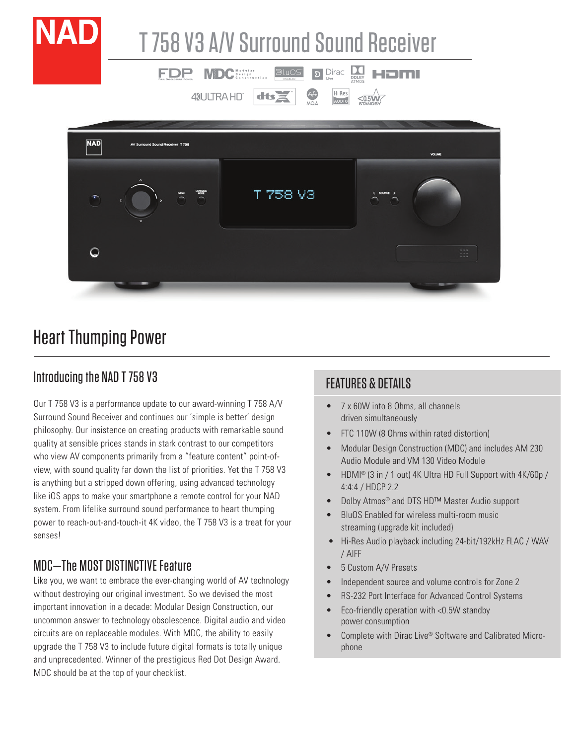# T 758 V3 A/V Surround Sound Receiver

## Heart Thumping Power

### Introducing the NAD T 758 V3

Our T 758 V3 is a performance update to our award-winning T 758 A/V Surround Sound Receiver and continues our 'simple is better' design philosophy. Our insistence on creating products with remarkable sound quality at sensible prices stands in stark contrast to our competitors who view AV components primarily from a "feature content" point-of-view, with sound quality far down the list of priorities. Yet the T 758 V3 is anything but a stripped down offering, using advanced technology like iOS apps to make your smartphone a remote control for your NAD system. From lifelike surround sound performance to heart thumping power to reach-out-and-touch-it 4K video, the T 758 V3 is a treat for your senses!

### MDC—The MOST DISTINCTIVE Feature

Like you, we want to embrace the ever-changing world of AV technology without destroying our original investment. So we devised the most important innovation in a decade: Modular Design Construction, our uncommon answer to technology obsolescence. Digital audio and video circuits are on replaceable modules. With MDC, the ability to easily upgrade the T 758 V3 to include future digital formats is totally unique and unprecedented. Winner of the prestigious Red Dot Design Award. MDC should be at the top of your checklist.

### FEATURES & DETAILS

- 7 x 60W into 8 Ohms, all channels driven simultaneously
- FTC 110W (8 Ohms within rated distortion)
- Modular Design Construction (MDC) and includes AM 230 Audio Module and VM 130 Video Module
- HDMI® (3 in / 1 out) 4K Ultra HD Full Support with 4K/60p / 4:4:4 / HDCP 2.2
- Dolby Atmos® and DTS HD™ Master Audio support
- BluOS Enabled for wireless multi-room music streaming (upgrade kit included)
- Hi-Res Audio playback including 24-bit/192kHz FLAC / WAV / AIFF
- 5 Custom A/V Presets
- Independent source and volume controls for Zone 2
- RS-232 Port Interface for Advanced Control Systems
- Eco-friendly operation with <0.5W standby power consumption
- Complete with Dirac Live® Software and Calibrated Microphone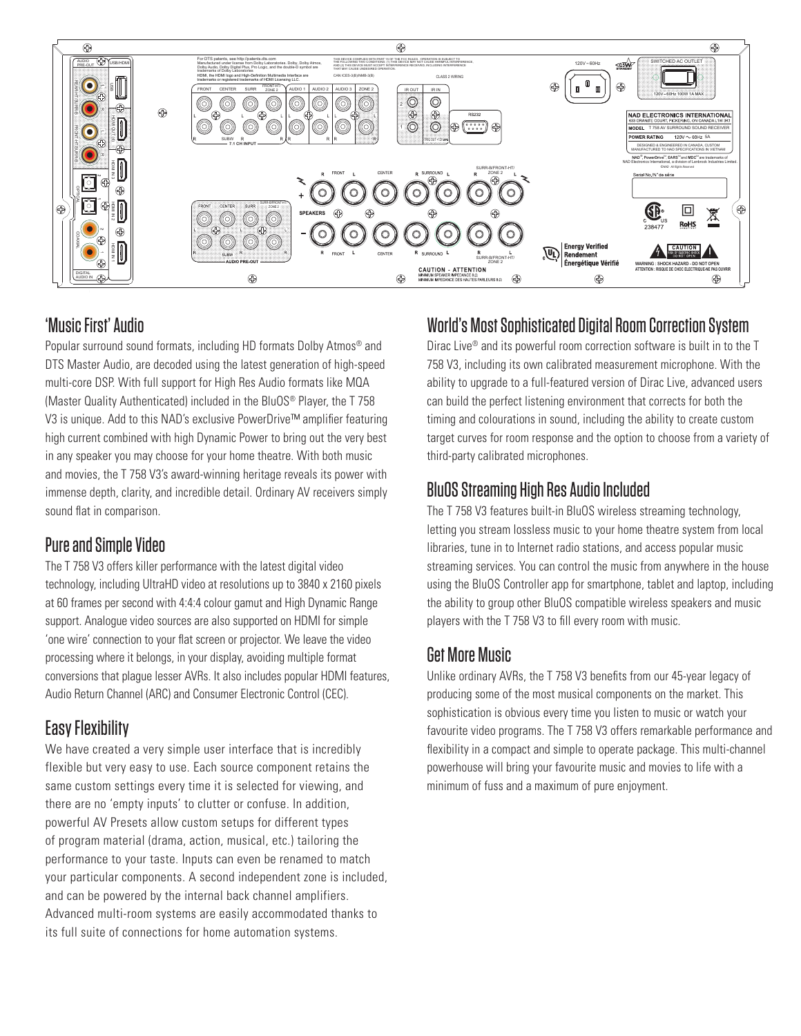## 'Music First' Audio

Popular surround sound formats, including HD formats Dolby Atmos® and DTS Master Audio, are decoded using the latest generation of high-speed multi-core DSP. With full support for High Res Audio formats like MQA (Master Quality Authenticated) included in the BluOS® Player, the T 758 V3 is unique. Add to this NAD's exclusive PowerDrive™ amplifier featuring high current combined with high Dynamic Power to bring out the very best in any speaker you may choose for your home theatre. With both music and movies, the T 758 V3's award-winning heritage reveals its power with immense depth, clarity, and incredible detail. Ordinary AV receivers simply sound flat in comparison.

## Pure and Simple Video

The T 758 V3 offers killer performance with the latest digital video technology, including UltraHD video at resolutions up to 3840 x 2160 pixels at 60 frames per second with 4:4:4 colour gamut and High Dynamic Range support. Analogue video sources are also supported on HDMI for simple 'one wire' connection to your flat screen or projector. We leave the video processing where it belongs, in your display, avoiding multiple format conversions that plague lesser AVRs. It also includes popular HDMI features, Audio Return Channel (ARC) and Consumer Electronic Control (CEC).

## Easy Flexibility

We have created a very simple user interface that is incredibly flexible but very easy to use. Each source component retains the same custom settings every time it is selected for viewing, and there are no 'empty inputs' to clutter or confuse. In addition, powerful AV Presets allow custom setups for different types of program material (drama, action, musical, etc.) tailoring the performance to your taste. Inputs can even be renamed to match your particular components. A second independent zone is included, and can be powered by the internal back channel amplifiers. Advanced multi-room systems are easily accommodated thanks to its full suite of connections for home automation systems.

## World's Most Sophisticated Digital Room Correction System

Dirac Live® and its powerful room correction software is built in to the T 758 V3, including its own calibrated measurement microphone. With the ability to upgrade to a full-featured version of Dirac Live, advanced users can build the perfect listening environment that corrects for both the timing and colourations in sound, including the ability to create custom target curves for room response and the option to choose from a variety of third-party calibrated microphones.

## BluOS Streaming High Res Audio Included

The T 758 V3 features built-in BluOS wireless streaming technology, letting you stream lossless music to your home theatre system from local libraries, tune in to Internet radio stations, and access popular music streaming services. You can control the music from anywhere in the house using the BluOS Controller app for smartphone, tablet and laptop, including the ability to group other BluOS compatible wireless speakers and music players with the T 758 V3 to fill every room with music.

## Get More Music

Unlike ordinary AVRs, the T 758 V3 benefits from our 45-year legacy of producing some of the most musical components on the market. This sophistication is obvious every time you listen to music or watch your favourite video programs. The T 758 V3 offers remarkable performance and flexibility in a compact and simple to operate package. This multi-channel powerhouse will bring your favourite music and movies to life with a minimum of fuss and a maximum of pure enjoyment.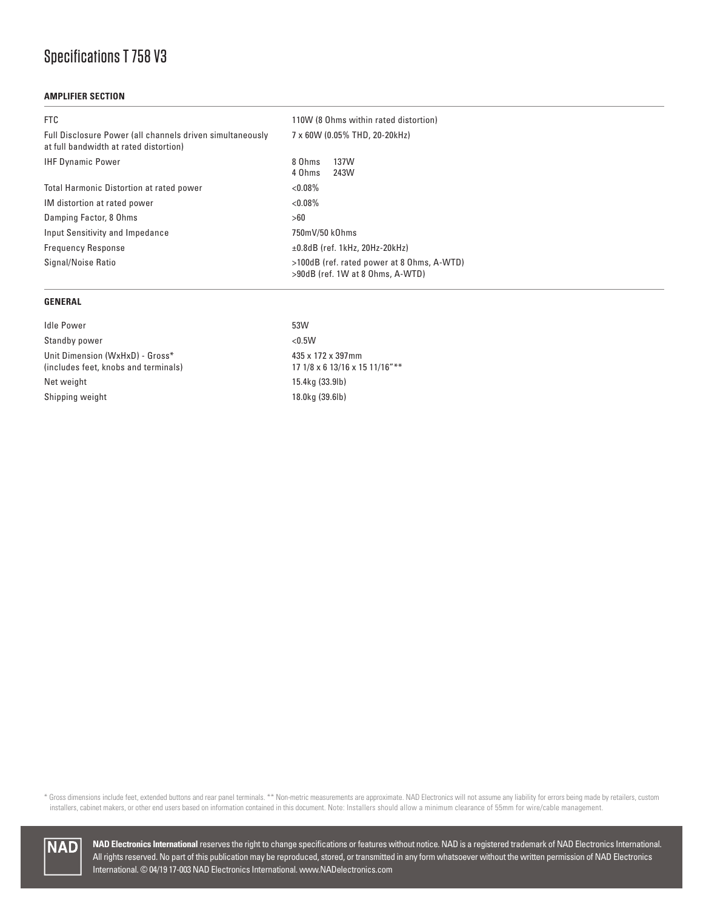# Specifications T 758 V3

## AMPLIFIER SECTION

| | |
|---|---|
| FTC | 110W (8 Ohms within rated distortion) |
| Full Disclosure Power (all channels driven simultaneously at full bandwidth at rated distortion) | 7 x 60W (0.05% THD, 20-20kHz) |
| IHF Dynamic Power | 8 Ohms 137W<br>4 Ohms 243W |
| Total Harmonic Distortion at rated power | <0.08% |
| IM distortion at rated power | <0.08% |
| Damping Factor, 8 Ohms | >60 |
| Input Sensitivity and Impedance | 750mV/50 kOhms |
| Frequency Response | ±0.8dB (ref. 1kHz, 20Hz-20kHz) |
| Signal/Noise Ratio | >100dB (ref. rated power at 8 Ohms, A-WTD)<br>>90dB (ref. 1W at 8 Ohms, A-WTD) |

## GENERAL

| | |
|---|---|
| Idle Power | 53W |
| Standby power | <0.5W |
| Unit Dimension (WxHxD) - Gross* (includes feet, knobs and terminals) | 435 x 172 x 397mm<br>17 1/8 x 6 13/16 x 15 11/16"** |
| Net weight | 15.4kg (33.9lb) |
| Shipping weight | 18.0kg (39.6lb) |

* Gross dimensions include feet, extended buttons and rear panel terminals. ** Non-metric measurements are approximate. NAD Electronics will not assume any liability for errors being made by retailers, custom installers, cabinet makers, or other end users based on information contained in this document. Note: Installers should allow a minimum clearance of 55mm for wire/cable management.

NAD

**NAD Electronics International** reserves the right to change specifications or features without notice. NAD is a registered trademark of NAD Electronics International. All rights reserved. No part of this publication may be reproduced, stored, or transmitted in any form whatsoever without the written permission of NAD Electronics International. © 04/19 17-003 NAD Electronics International. www.NADelectronics.com